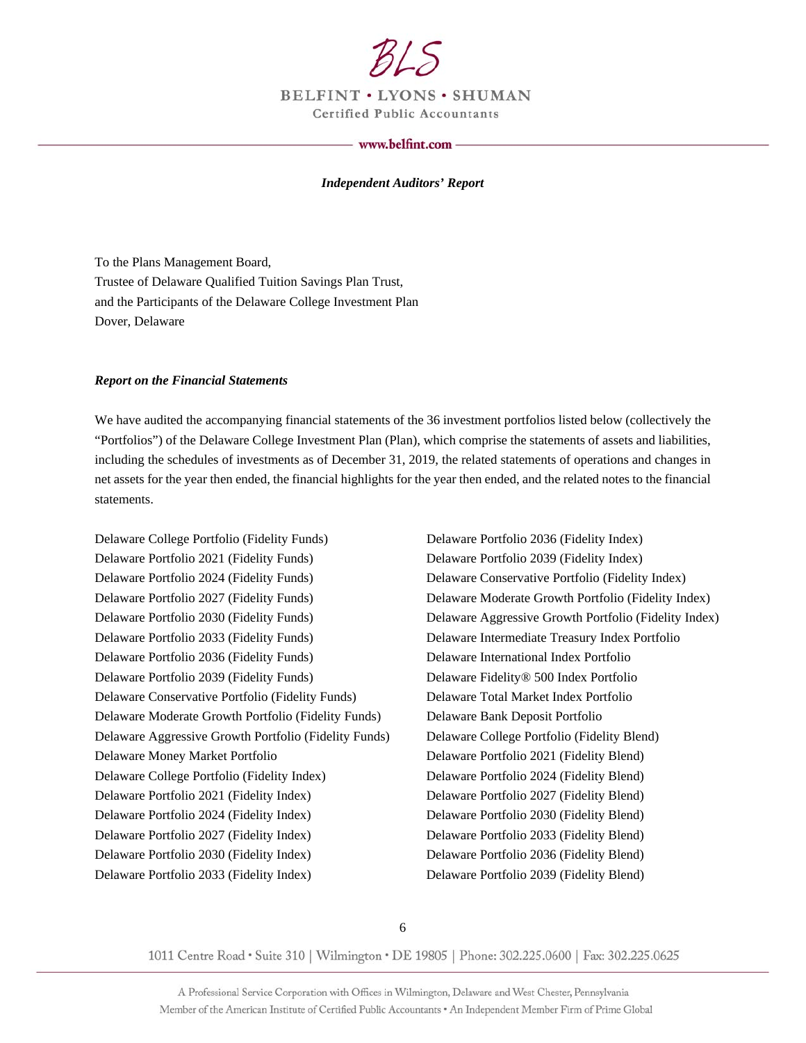BLS

BELFINT • LYONS • SHUMAN

Certified Public Accountants

www.belfint.com

***Independent Auditors' Report***

To the Plans Management Board,
Trustee of Delaware Qualified Tuition Savings Plan Trust,
and the Participants of the Delaware College Investment Plan
Dover, Delaware

***Report on the Financial Statements***

We have audited the accompanying financial statements of the 36 investment portfolios listed below (collectively the "Portfolios") of the Delaware College Investment Plan (Plan), which comprise the statements of assets and liabilities, including the schedules of investments as of December 31, 2019, the related statements of operations and changes in net assets for the year then ended, the financial highlights for the year then ended, and the related notes to the financial statements.

Delaware College Portfolio (Fidelity Funds)
Delaware Portfolio 2021 (Fidelity Funds)
Delaware Portfolio 2024 (Fidelity Funds)
Delaware Portfolio 2027 (Fidelity Funds)
Delaware Portfolio 2030 (Fidelity Funds)
Delaware Portfolio 2033 (Fidelity Funds)
Delaware Portfolio 2036 (Fidelity Funds)
Delaware Portfolio 2039 (Fidelity Funds)
Delaware Conservative Portfolio (Fidelity Funds)
Delaware Moderate Growth Portfolio (Fidelity Funds)
Delaware Aggressive Growth Portfolio (Fidelity Funds)
Delaware Money Market Portfolio
Delaware College Portfolio (Fidelity Index)
Delaware Portfolio 2021 (Fidelity Index)
Delaware Portfolio 2024 (Fidelity Index)
Delaware Portfolio 2027 (Fidelity Index)
Delaware Portfolio 2030 (Fidelity Index)
Delaware Portfolio 2033 (Fidelity Index)
Delaware Portfolio 2036 (Fidelity Index)
Delaware Portfolio 2039 (Fidelity Index)
Delaware Conservative Portfolio (Fidelity Index)
Delaware Moderate Growth Portfolio (Fidelity Index)
Delaware Aggressive Growth Portfolio (Fidelity Index)
Delaware Intermediate Treasury Index Portfolio
Delaware International Index Portfolio
Delaware Fidelity® 500 Index Portfolio
Delaware Total Market Index Portfolio
Delaware Bank Deposit Portfolio
Delaware College Portfolio (Fidelity Blend)
Delaware Portfolio 2021 (Fidelity Blend)
Delaware Portfolio 2024 (Fidelity Blend)
Delaware Portfolio 2027 (Fidelity Blend)
Delaware Portfolio 2030 (Fidelity Blend)
Delaware Portfolio 2033 (Fidelity Blend)
Delaware Portfolio 2036 (Fidelity Blend)
Delaware Portfolio 2039 (Fidelity Blend)

1011 Centre Road • Suite 310 | Wilmington • DE 19805 | Phone: 302.225.0600 | Fax: 302.225.0625

A Professional Service Corporation with Offices in Wilmington, Delaware and West Chester, Pennsylvania
Member of the American Institute of Certified Public Accountants • An Independent Member Firm of Prime Global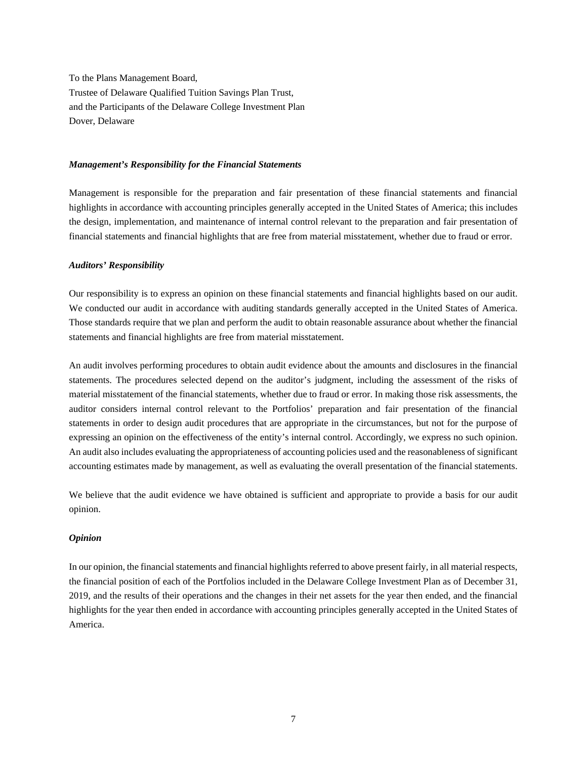To the Plans Management Board,
Trustee of Delaware Qualified Tuition Savings Plan Trust,
and the Participants of the Delaware College Investment Plan
Dover, Delaware

***Management's Responsibility for the Financial Statements***

Management is responsible for the preparation and fair presentation of these financial statements and financial highlights in accordance with accounting principles generally accepted in the United States of America; this includes the design, implementation, and maintenance of internal control relevant to the preparation and fair presentation of financial statements and financial highlights that are free from material misstatement, whether due to fraud or error.

***Auditors' Responsibility***

Our responsibility is to express an opinion on these financial statements and financial highlights based on our audit. We conducted our audit in accordance with auditing standards generally accepted in the United States of America. Those standards require that we plan and perform the audit to obtain reasonable assurance about whether the financial statements and financial highlights are free from material misstatement.

An audit involves performing procedures to obtain audit evidence about the amounts and disclosures in the financial statements. The procedures selected depend on the auditor's judgment, including the assessment of the risks of material misstatement of the financial statements, whether due to fraud or error. In making those risk assessments, the auditor considers internal control relevant to the Portfolios' preparation and fair presentation of the financial statements in order to design audit procedures that are appropriate in the circumstances, but not for the purpose of expressing an opinion on the effectiveness of the entity's internal control. Accordingly, we express no such opinion. An audit also includes evaluating the appropriateness of accounting policies used and the reasonableness of significant accounting estimates made by management, as well as evaluating the overall presentation of the financial statements.

We believe that the audit evidence we have obtained is sufficient and appropriate to provide a basis for our audit opinion.

***Opinion***

In our opinion, the financial statements and financial highlights referred to above present fairly, in all material respects, the financial position of each of the Portfolios included in the Delaware College Investment Plan as of December 31, 2019, and the results of their operations and the changes in their net assets for the year then ended, and the financial highlights for the year then ended in accordance with accounting principles generally accepted in the United States of America.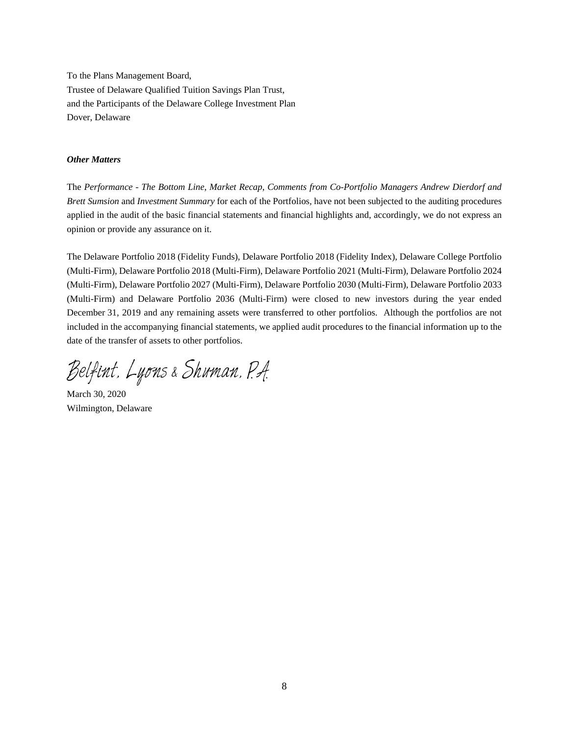To the Plans Management Board,
Trustee of Delaware Qualified Tuition Savings Plan Trust,
and the Participants of the Delaware College Investment Plan
Dover, Delaware

***Other Matters***

The *Performance - The Bottom Line, Market Recap*, *Comments from Co-Portfolio Managers Andrew Dierdorf and Brett Sumsion* and *Investment Summary* for each of the Portfolios, have not been subjected to the auditing procedures applied in the audit of the basic financial statements and financial highlights and, accordingly, we do not express an opinion or provide any assurance on it.

The Delaware Portfolio 2018 (Fidelity Funds), Delaware Portfolio 2018 (Fidelity Index), Delaware College Portfolio (Multi-Firm), Delaware Portfolio 2018 (Multi-Firm), Delaware Portfolio 2021 (Multi-Firm), Delaware Portfolio 2024 (Multi-Firm), Delaware Portfolio 2027 (Multi-Firm), Delaware Portfolio 2030 (Multi-Firm), Delaware Portfolio 2033 (Multi-Firm) and Delaware Portfolio 2036 (Multi-Firm) were closed to new investors during the year ended December 31, 2019 and any remaining assets were transferred to other portfolios. Although the portfolios are not included in the accompanying financial statements, we applied audit procedures to the financial information up to the date of the transfer of assets to other portfolios.

Belfint, Lyons & Shuman, P.A.

March 30, 2020
Wilmington, Delaware